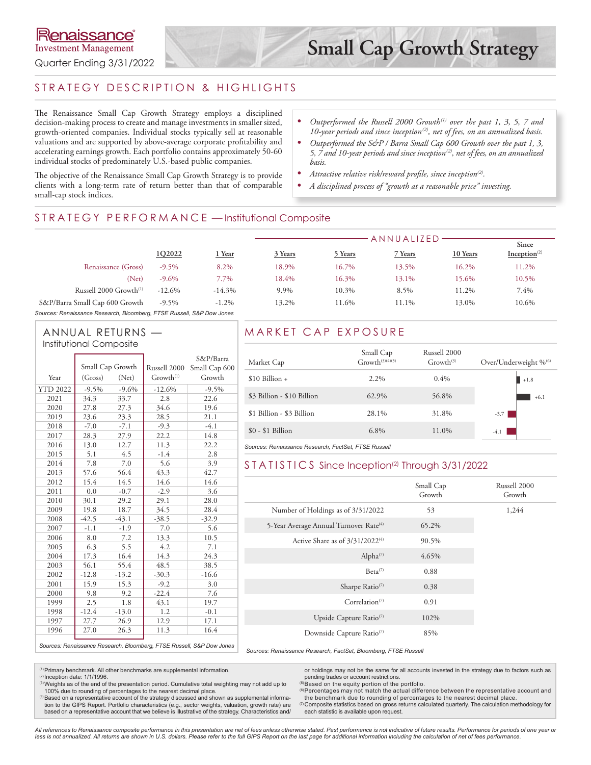Renaissance Investment Management

Quarter Ending 3/31/2022

# Small Cap Growth Strategy

## STRATEGY DESCRIPTION & HIGHLIGHTS

The Renaissance Small Cap Growth Strategy employs a disciplined decision-making process to create and manage investments in smaller sized, growth-oriented companies. Individual stocks typically sell at reasonable valuations and are supported by above-average corporate profitability and accelerating earnings growth. Each portfolio contains approximately 50-60 individual stocks of predominately U.S.-based public companies.

The objective of the Renaissance Small Cap Growth Strategy is to provide clients with a long-term rate of return better than that of comparable small-cap stock indices.

- *Outperformed the Russell 2000 Growth[1] over the past 1, 3, 5, 7 and 10-year periods and since inception[2], net of fees, on an annualized basis.*
- *Outperformed the S&P / Barra Small Cap 600 Growth over the past 1, 3, 5, 7 and 10-year periods and since inception[2], net of fees, on an annualized basis.*
- *Attractive relative risk/reward profile, since inception[2].*
- *A disciplined process of "growth at a reasonable price" investing.*

## STRATEGY PERFORMANCE — Institutional Composite

| | 1Q2022 | 1 Year | 3 Years | 5 Years | 7 Years | 10 Years | Since Inception[2] |
|---|---|---|---|---|---|---|---|
| | | | ANNUALIZED | | | | |
| Renaissance (Gross) | -9.5% | 8.2% | 18.9% | 16.7% | 13.5% | 16.2% | 11.2% |
| (Net) | -9.6% | 7.7% | 18.4% | 16.3% | 13.1% | 15.6% | 10.5% |
| Russell 2000 Growth[1] | -12.6% | -14.3% | 9.9% | 10.3% | 8.5% | 11.2% | 7.4% |
| S&P/Barra Small Cap 600 Growth | -9.5% | -1.2% | 13.2% | 11.6% | 11.1% | 13.0% | 10.6% |

*Sources: Renaissance Research, Bloomberg, FTSE Russell, S&P Dow Jones*

## ANNUAL RETURNS — Institutional Composite

| Year | Small Cap Growth (Gross) | Small Cap Growth (Net) | Russell 2000 Growth[1] | S&P/Barra Small Cap 600 Growth |
|---|---|---|---|---|
| YTD 2022 | -9.5% | -9.6% | -12.6% | -9.5% |
| 2021 | 34.3 | 33.7 | 2.8 | 22.6 |
| 2020 | 27.8 | 27.3 | 34.6 | 19.6 |
| 2019 | 23.6 | 23.3 | 28.5 | 21.1 |
| 2018 | -7.0 | -7.1 | -9.3 | -4.1 |
| 2017 | 28.3 | 27.9 | 22.2 | 14.8 |
| 2016 | 13.0 | 12.7 | 11.3 | 22.2 |
| 2015 | 5.1 | 4.5 | -1.4 | 2.8 |
| 2014 | 7.8 | 7.0 | 5.6 | 3.9 |
| 2013 | 57.6 | 56.4 | 43.3 | 42.7 |
| 2012 | 15.4 | 14.5 | 14.6 | 14.6 |
| 2011 | 0.0 | -0.7 | -2.9 | 3.6 |
| 2010 | 30.1 | 29.2 | 29.1 | 28.0 |
| 2009 | 19.8 | 18.7 | 34.5 | 28.4 |
| 2008 | -42.5 | -43.1 | -38.5 | -32.9 |
| 2007 | -1.1 | -1.9 | 7.0 | 5.6 |
| 2006 | 8.0 | 7.2 | 13.3 | 10.5 |
| 2005 | 6.3 | 5.5 | 4.2 | 7.1 |
| 2004 | 17.3 | 16.4 | 14.3 | 24.3 |
| 2003 | 56.1 | 55.4 | 48.5 | 38.5 |
| 2002 | -12.8 | -13.2 | -30.3 | -16.6 |
| 2001 | 15.9 | 15.3 | -9.2 | 3.0 |
| 2000 | 9.8 | 9.2 | -22.4 | 7.6 |
| 1999 | 2.5 | 1.8 | 43.1 | 19.7 |
| 1998 | -12.4 | -13.0 | 1.2 | -0.1 |
| 1997 | 27.7 | 26.9 | 12.9 | 17.1 |
| 1996 | 27.0 | 26.3 | 11.3 | 16.4 |

*Sources: Renaissance Research, Bloomberg, FTSE Russell, S&P Dow Jones*

## MARKET CAP EXPOSURE

| Market Cap | Small Cap Growth[3][4][5] | Russell 2000 Growth[3] | Over/Underweight %[6] |
|---|---|---|---|
| $10 Billion + | 2.2% | 0.4% | +1.8 |
| $3 Billion - $10 Billion | 62.9% | 56.8% | +6.1 |
| $1 Billion - $3 Billion | 28.1% | 31.8% | -3.7 |
| $0 - $1 Billion | 6.8% | 11.0% | -4.1 |

*Sources: Renaissance Research, FactSet, FTSE Russell*

## STATISTICS Since Inception[2] Through 3/31/2022

| | Small Cap Growth | Russell 2000 Growth |
|---|---|---|
| Number of Holdings as of 3/31/2022 | 53 | 1,244 |
| 5-Year Average Annual Turnover Rate[4] | 65.2% | |
| Active Share as of 3/31/2022[4] | 90.5% | |
| Alpha[7] | 4.65% | |
| Beta[7] | 0.88 | |
| Sharpe Ratio[7] | 0.38 | |
| Correlation[7] | 0.91 | |
| Upside Capture Ratio[7] | 102% | |
| Downside Capture Ratio[7] | 85% | |

*Sources: Renaissance Research, FactSet, Bloomberg, FTSE Russell*

[1] Primary benchmark. All other benchmarks are supplemental information.
[2] Inception date: 1/1/1996.
[3] Weights as of the end of the presentation period. Cumulative total weighting may not add up to 100% due to rounding of percentages to the nearest decimal place.
[4] Based on a representative account of the strategy discussed and shown as supplemental information to the GIPS Report. Portfolio characteristics (e.g., sector weights, valuation, growth rate) are based on a representative account that we believe is illustrative of the strategy. Characteristics and/or holdings may not be the same for all accounts invested in the strategy due to factors such as pending trades or account restrictions.
[5] Based on the equity portion of the portfolio.
[6] Percentages may not match the actual difference between the representative account and the benchmark due to rounding of percentages to the nearest decimal place.
[7] Composite statistics based on gross returns calculated quarterly. The calculation methodology for each statistic is available upon request.

*All references to Renaissance composite performance in this presentation are net of fees unless otherwise stated. Past performance is not indicative of future results. Performance for periods of one year or less is not annualized. All returns are shown in U.S. dollars. Please refer to the full GIPS Report on the last page for additional information including the calculation of net of fees performance.*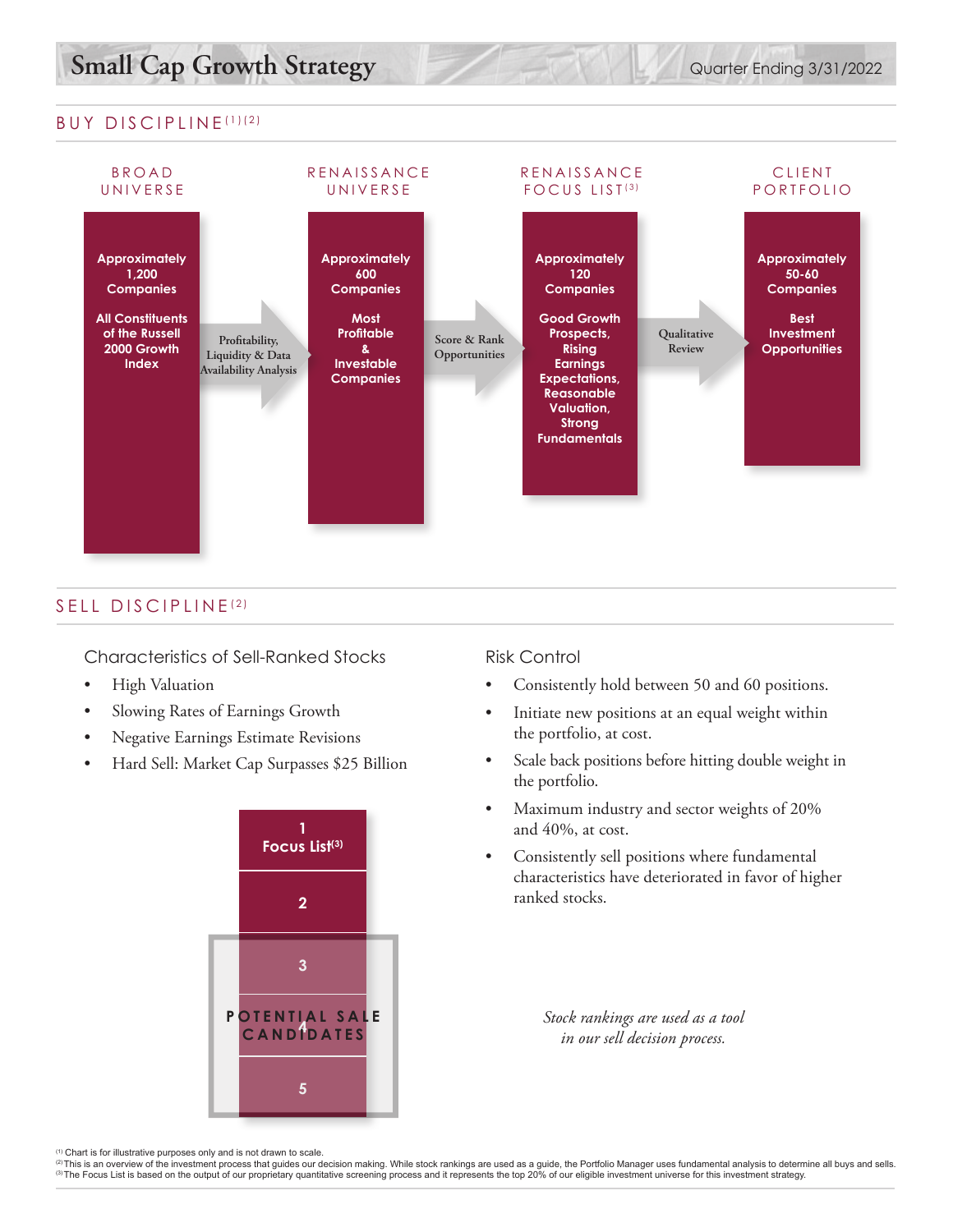# Small Cap Growth Strategy

Quarter Ending 3/31/2022

## BUY DISCIPLINE[1][2]

**BROAD UNIVERSE**

**Approximately 1,200 Companies**

**All Constituents of the Russell 2000 Growth Index**

→ Profitability, Liquidity & Data Availability Analysis →

**RENAISSANCE UNIVERSE**

**Approximately 600 Companies**

**Most Profitable & Investable Companies**

→ Score & Rank Opportunities →

**RENAISSANCE FOCUS LIST[3]**

**Approximately 120 Companies**

**Good Growth Prospects, Rising Earnings Expectations, Reasonable Valuation, Strong Fundamentals**

→ Qualitative Review →

**CLIENT PORTFOLIO**

**Approximately 50-60 Companies**

**Best Investment Opportunities**

## SELL DISCIPLINE[2]

### Characteristics of Sell-Ranked Stocks

- High Valuation
- Slowing Rates of Earnings Growth
- Negative Earnings Estimate Revisions
- Hard Sell: Market Cap Surpasses $25 Billion

**1 Focus List[3]**

**2**

**3**

**4**

**5**

**POTENTIAL SALE CANDIDATES** (3, 4, 5)

### Risk Control

- Consistently hold between 50 and 60 positions.
- Initiate new positions at an equal weight within the portfolio, at cost.
- Scale back positions before hitting double weight in the portfolio.
- Maximum industry and sector weights of 20% and 40%, at cost.
- Consistently sell positions where fundamental characteristics have deteriorated in favor of higher ranked stocks.

*Stock rankings are used as a tool in our sell decision process.*

[1] Chart is for illustrative purposes only and is not drawn to scale.
[2] This is an overview of the investment process that guides our decision making. While stock rankings are used as a guide, the Portfolio Manager uses fundamental analysis to determine all buys and sells.
[3] The Focus List is based on the output of our proprietary quantitative screening process and it represents the top 20% of our eligible investment universe for this investment strategy.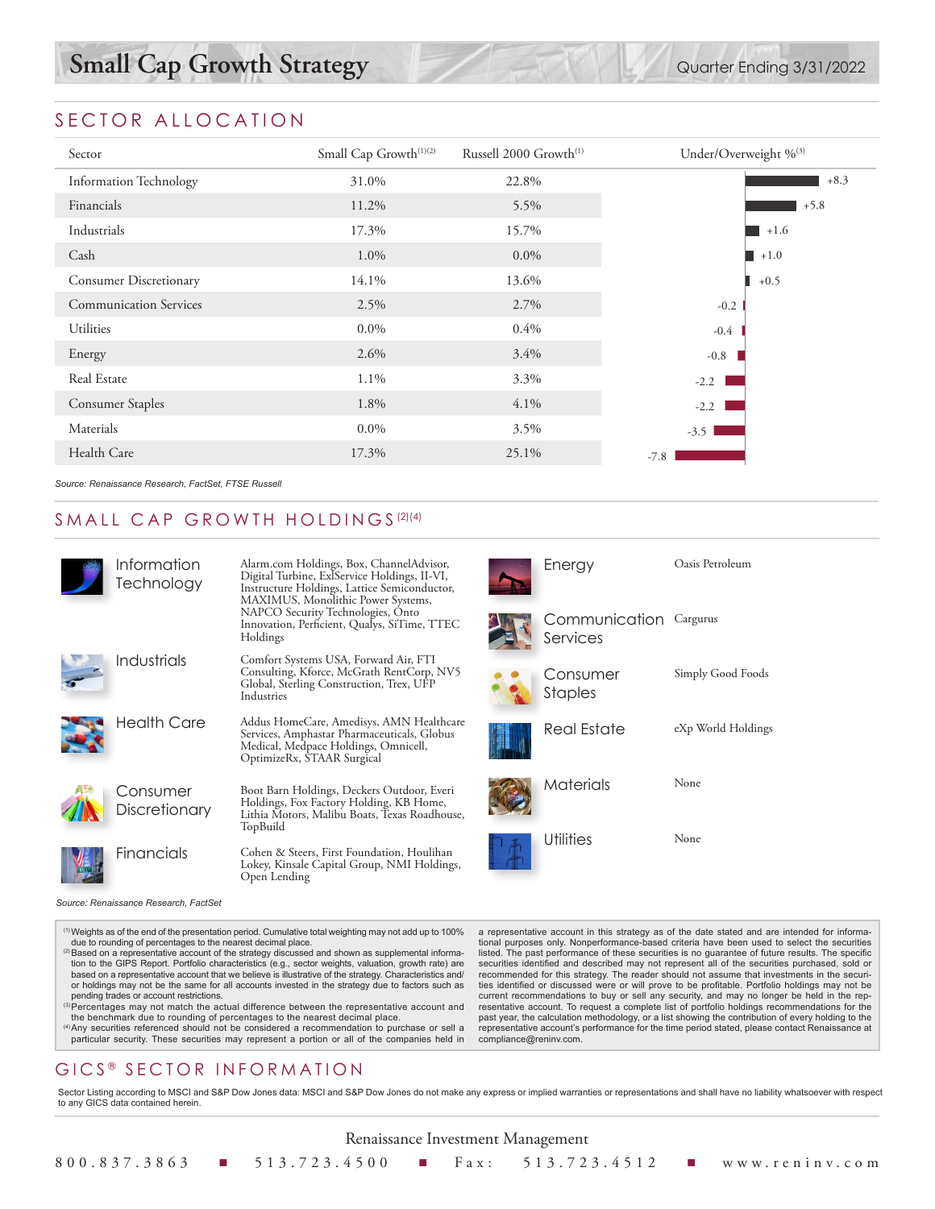# Small Cap Growth Strategy

Quarter Ending 3/31/2022

## SECTOR ALLOCATION

| Sector | Small Cap Growth[1][2] | Russell 2000 Growth[1] | Under/Overweight %[3] |
|---|---|---|---|
| Information Technology | 31.0% | 22.8% | +8.3 |
| Financials | 11.2% | 5.5% | +5.8 |
| Industrials | 17.3% | 15.7% | +1.6 |
| Cash | 1.0% | 0.0% | +1.0 |
| Consumer Discretionary | 14.1% | 13.6% | +0.5 |
| Communication Services | 2.5% | 2.7% | -0.2 |
| Utilities | 0.0% | 0.4% | -0.4 |
| Energy | 2.6% | 3.4% | -0.8 |
| Real Estate | 1.1% | 3.3% | -2.2 |
| Consumer Staples | 1.8% | 4.1% | -2.2 |
| Materials | 0.0% | 3.5% | -3.5 |
| Health Care | 17.3% | 25.1% | -7.8 |

*Source: Renaissance Research, FactSet, FTSE Russell*

## SMALL CAP GROWTH HOLDINGS[2][4]

| Sector | Holdings |
|---|---|
| Information Technology | Alarm.com Holdings, Box, ChannelAdvisor, Digital Turbine, ExlService Holdings, II-VI, Instructure Holdings, Lattice Semiconductor, MAXIMUS, Monolithic Power Systems, NAPCO Security Technologies, Onto Innovation, Perficient, Qualys, SiTime, TTEC Holdings |
| Industrials | Comfort Systems USA, Forward Air, FTI Consulting, Kforce, McGrath RentCorp, NV5 Global, Sterling Construction, Trex, UFP Industries |
| Health Care | Addus HomeCare, Amedisys, AMN Healthcare Services, Amphastar Pharmaceuticals, Globus Medical, Medpace Holdings, Omnicell, OptimizeRx, STAAR Surgical |
| Consumer Discretionary | Boot Barn Holdings, Deckers Outdoor, Everi Holdings, Fox Factory Holding, KB Home, Lithia Motors, Malibu Boats, Texas Roadhouse, TopBuild |
| Financials | Cohen & Steers, First Foundation, Houlihan Lokey, Kinsale Capital Group, NMI Holdings, Open Lending |
| Energy | Oasis Petroleum |
| Communication Services | Cargurus |
| Consumer Staples | Simply Good Foods |
| Real Estate | eXp World Holdings |
| Materials | None |
| Utilities | None |

*Source: Renaissance Research, FactSet*

[1] Weights as of the end of the presentation period. Cumulative total weighting may not add up to 100% due to rounding of percentages to the nearest decimal place.
[2] Based on a representative account of the strategy discussed and shown as supplemental information to the GIPS Report. Portfolio characteristics (e.g., sector weights, valuation, growth rate) are based on a representative account that we believe is illustrative of the strategy. Characteristics and/or holdings may not be the same for all accounts invested in the strategy due to factors such as pending trades or account restrictions.
[3] Percentages may not match the actual difference between the representative account and the benchmark due to rounding of percentages to the nearest decimal place.
[4] Any securities referenced should not be considered a recommendation to purchase or sell a particular security. These securities may represent a portion or all of the companies held in a representative account in this strategy as of the date stated and are intended for informational purposes only. Nonperformance-based criteria have been used to select the securities listed. The past performance of these securities is no guarantee of future results. The specific securities identified and described may not represent all of the securities purchased, sold or recommended for this strategy. The reader should not assume that investments in the securities identified or discussed were or will prove to be profitable. Portfolio holdings may not be current recommendations to buy or sell any security, and may no longer be held in the representative account. To request a complete list of portfolio holdings recommendations for the past year, the calculation methodology, or a list showing the contribution of every holding to the representative account's performance for the time period stated, please contact Renaissance at compliance@reninv.com.

## GICS® SECTOR INFORMATION

Sector Listing according to MSCI and S&P Dow Jones data: MSCI and S&P Dow Jones do not make any express or implied warranties or representations and shall have no liability whatsoever with respect to any GICS data contained herein.

Renaissance Investment Management

800.837.3863 ■ 513.723.4500 ■ Fax: 513.723.4512 ■ www.reninv.com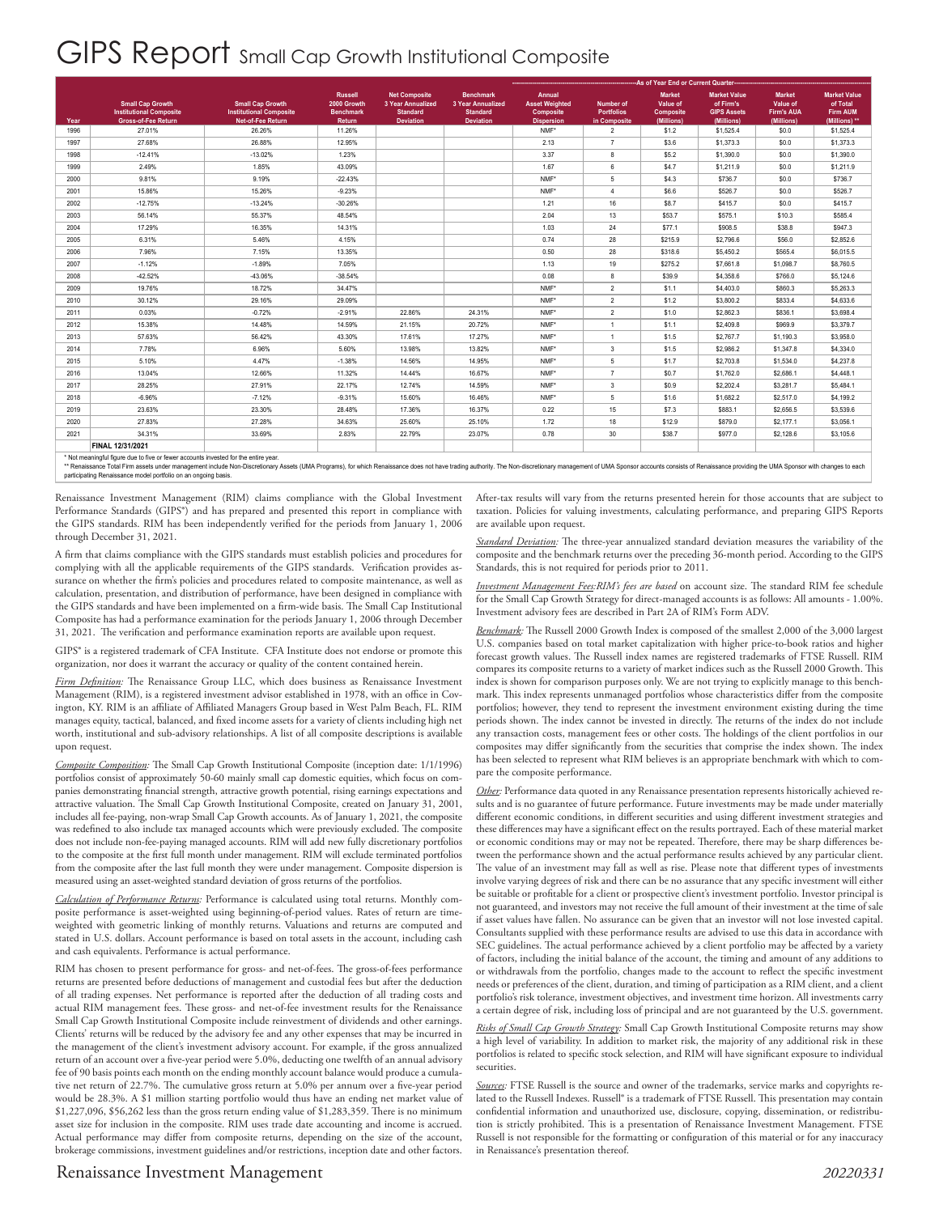# GIPS Report Small Cap Growth Institutional Composite

| Year | Small Cap Growth Institutional Composite Gross-of-Fee Return | Small Cap Growth Institutional Composite Net-of-Fee Return | Russell 2000 Growth Benchmark Return | Net Composite 3 Year Annualized Standard Deviation | Benchmark 3 Year Annualized Standard Deviation | As of Year End or Current Quarter: Annual Asset Weighted Composite Dispersion | Number of Portfolios in Composite | Market Value of Composite (Millions) | Market Value of Firm's GIPS Assets (Millions) | Market Value of Firm's AUA (Millions) | Market Value of Total Firm AUM (Millions) ** |
|---|---|---|---|---|---|---|---|---|---|---|---|
| 1996 | 27.01% | 26.26% | 11.26% | | | NMF* | 2 | $1.2 | $1,525.4 | $0.0 | $1,525.4 |
| 1997 | 27.68% | 26.88% | 12.95% | | | 2.13 | 7 | $3.6 | $1,373.3 | $0.0 | $1,373.3 |
| 1998 | -12.41% | -13.02% | 1.23% | | | 3.37 | 8 | $5.2 | $1,390.0 | $0.0 | $1,390.0 |
| 1999 | 2.49% | 1.85% | 43.09% | | | 1.67 | 6 | $4.7 | $1,211.9 | $0.0 | $1,211.9 |
| 2000 | 9.81% | 9.19% | -22.43% | | | NMF* | 5 | $4.3 | $736.7 | $0.0 | $736.7 |
| 2001 | 15.86% | 15.26% | -9.23% | | | NMF* | 4 | $6.6 | $526.7 | $0.0 | $526.7 |
| 2002 | -12.75% | -13.24% | -30.26% | | | 1.21 | 16 | $8.7 | $415.7 | $0.0 | $415.7 |
| 2003 | 56.14% | 55.37% | 48.54% | | | 2.04 | 13 | $53.7 | $575.1 | $10.3 | $585.4 |
| 2004 | 17.29% | 16.35% | 14.31% | | | 1.03 | 24 | $77.1 | $908.5 | $38.8 | $947.3 |
| 2005 | 6.31% | 5.46% | 4.15% | | | 0.74 | 28 | $215.9 | $2,796.6 | $56.0 | $2,852.6 |
| 2006 | 7.96% | 7.15% | 13.35% | | | 0.50 | 28 | $318.6 | $5,450.2 | $565.4 | $6,015.5 |
| 2007 | -1.12% | -1.89% | 7.05% | | | 1.13 | 19 | $275.2 | $7,661.8 | $1,098.7 | $8,760.5 |
| 2008 | -42.52% | -43.06% | -38.54% | | | 0.08 | 8 | $39.9 | $4,358.6 | $766.0 | $5,124.6 |
| 2009 | 19.76% | 18.72% | 34.47% | | | NMF* | 2 | $1.1 | $4,403.0 | $860.3 | $5,263.3 |
| 2010 | 30.12% | 29.16% | 29.09% | | | NMF* | 2 | $1.2 | $3,800.2 | $833.4 | $4,633.6 |
| 2011 | 0.03% | -0.72% | -2.91% | 22.86% | 24.31% | NMF* | 2 | $1.0 | $2,862.3 | $836.1 | $3,698.4 |
| 2012 | 15.38% | 14.48% | 14.59% | 21.15% | 20.72% | NMF* | 1 | $1.1 | $2,409.8 | $969.9 | $3,379.7 |
| 2013 | 57.63% | 56.42% | 43.30% | 17.61% | 17.27% | NMF* | 1 | $1.5 | $2,767.7 | $1,190.3 | $3,958.0 |
| 2014 | 7.78% | 6.96% | 5.60% | 13.98% | 13.82% | NMF* | 3 | $1.5 | $2,986.2 | $1,347.8 | $4,334.0 |
| 2015 | 5.10% | 4.47% | -1.38% | 14.56% | 14.95% | NMF* | 5 | $1.7 | $2,703.8 | $1,534.0 | $4,237.8 |
| 2016 | 13.04% | 12.66% | 11.32% | 14.44% | 16.67% | NMF* | 7 | $0.7 | $1,762.0 | $2,686.1 | $4,448.1 |
| 2017 | 28.25% | 27.91% | 22.17% | 12.74% | 14.59% | NMF* | 3 | $0.9 | $2,202.4 | $3,281.7 | $5,484.1 |
| 2018 | -6.96% | -7.12% | -9.31% | 15.60% | 16.46% | NMF* | 5 | $1.6 | $1,682.2 | $2,517.0 | $4,199.2 |
| 2019 | 23.63% | 23.30% | 28.48% | 17.36% | 16.37% | 0.22 | 15 | $7.3 | $883.1 | $2,656.5 | $3,539.6 |
| 2020 | 27.83% | 27.28% | 34.63% | 25.60% | 25.10% | 1.72 | 18 | $12.9 | $879.0 | $2,177.1 | $3,056.1 |
| 2021 | 34.31% | 33.69% | 2.83% | 22.79% | 23.07% | 0.78 | 30 | $38.7 | $977.0 | $2,128.6 | $3,105.6 |
| | **FINAL 12/31/2021** | | | | | | | | | | |

\* Not meaningful figure due to five or fewer accounts invested for the entire year.

\*\* Renaissance Total Firm assets under management include Non-Discretionary Assets (UMA Programs), for which Renaissance does not have trading authority. The Non-discretionary management of UMA Sponsor accounts consists of Renaissance providing the UMA Sponsor with changes to each participating Renaissance model portfolio on an ongoing basis.

Renaissance Investment Management (RIM) claims compliance with the Global Investment Performance Standards (GIPS®) and has prepared and presented this report in compliance with the GIPS standards. RIM has been independently verified for the periods from January 1, 2006 through December 31, 2021.

A firm that claims compliance with the GIPS standards must establish policies and procedures for complying with all the applicable requirements of the GIPS standards. Verification provides assurance on whether the firm's policies and procedures related to composite maintenance, as well as calculation, presentation, and distribution of performance, have been designed in compliance with the GIPS standards and have been implemented on a firm-wide basis. The Small Cap Institutional Composite has had a performance examination for the periods January 1, 2006 through December 31, 2021. The verification and performance examination reports are available upon request.

GIPS® is a registered trademark of CFA Institute. CFA Institute does not endorse or promote this organization, nor does it warrant the accuracy or quality of the content contained herein.

*Firm Definition:* The Renaissance Group LLC, which does business as Renaissance Investment Management (RIM), is a registered investment advisor established in 1978, with an office in Covington, KY. RIM is an affiliate of Affiliated Managers Group based in West Palm Beach, FL. RIM manages equity, tactical, balanced, and fixed income assets for a variety of clients including high net worth, institutional and sub-advisory relationships. A list of all composite descriptions is available upon request.

*Composite Composition:* The Small Cap Growth Institutional Composite (inception date: 1/1/1996) portfolios consist of approximately 50-60 mainly small cap domestic equities, which focus on companies demonstrating financial strength, attractive growth potential, rising earnings expectations and attractive valuation. The Small Cap Growth Institutional Composite, created on January 31, 2001, includes all fee-paying, non-wrap Small Cap Growth accounts. As of January 1, 2021, the composite was redefined to also include tax managed accounts which were previously excluded. The composite does not include non-fee-paying managed accounts. RIM will add new fully discretionary portfolios to the composite at the first full month under management. RIM will exclude terminated portfolios from the composite after the last full month they were under management. Composite dispersion is measured using an asset-weighted standard deviation of gross returns of the portfolios.

*Calculation of Performance Returns:* Performance is calculated using total returns. Monthly composite performance is asset-weighted using beginning-of-period values. Rates of return are time-weighted with geometric linking of monthly returns. Valuations and returns are computed and stated in U.S. dollars. Account performance is based on total assets in the account, including cash and cash equivalents. Performance is actual performance.

RIM has chosen to present performance for gross- and net-of-fees. The gross-of-fees performance returns are presented before deductions of management and custodial fees but after the deduction of all trading expenses. Net performance is reported after the deduction of all trading costs and actual RIM management fees. These gross- and net-of-fee investment results for the Renaissance Small Cap Growth Institutional Composite include reinvestment of dividends and other earnings. Clients' returns will be reduced by the advisory fee and any other expenses that may be incurred in the management of the client's investment advisory account. For example, if the gross annualized return of an account over a five-year period were 5.0%, deducting one twelfth of an annual advisory fee of 90 basis points each month on the ending monthly account balance would produce a cumulative net return of 22.7%. The cumulative gross return at 5.0% per annum over a five-year period would be 28.3%. A $1 million starting portfolio would thus have an ending net market value of $1,227,096, $56,262 less than the gross return ending value of $1,283,359. There is no minimum asset size for inclusion in the composite. RIM uses trade date accounting and income is accrued. Actual performance may differ from composite returns, depending on the size of the account, brokerage commissions, investment guidelines and/or restrictions, inception date and other factors. After-tax results will vary from the returns presented herein for those accounts that are subject to taxation. Policies for valuing investments, calculating performance, and preparing GIPS Reports are available upon request.

*Standard Deviation:* The three-year annualized standard deviation measures the variability of the composite and the benchmark returns over the preceding 36-month period. According to the GIPS Standards, this is not required for periods prior to 2011.

*Investment Management Fees:RIM's fees are based* on account size. The standard RIM fee schedule for the Small Cap Growth Strategy for direct-managed accounts is as follows: All amounts - 1.00%. Investment advisory fees are described in Part 2A of RIM's Form ADV.

*Benchmark:* The Russell 2000 Growth Index is composed of the smallest 2,000 of the 3,000 largest U.S. companies based on total market capitalization with higher price-to-book ratios and higher forecast growth values. The Russell index names are registered trademarks of FTSE Russell. RIM compares its composite returns to a variety of market indices such as the Russell 2000 Growth. This index is shown for comparison purposes only. We are not trying to explicitly manage to this benchmark. This index represents unmanaged portfolios whose characteristics differ from the composite portfolios; however, they tend to represent the investment environment existing during the time periods shown. The index cannot be invested in directly. The returns of the index do not include any transaction costs, management fees or other costs. The holdings of the client portfolios in our composites may differ significantly from the securities that comprise the index shown. The index has been selected to represent what RIM believes is an appropriate benchmark with which to compare the composite performance.

*Other:* Performance data quoted in any Renaissance presentation represents historically achieved results and is no guarantee of future performance. Future investments may be made under materially different economic conditions, in different securities and using different investment strategies and these differences may have a significant effect on the results portrayed. Each of these material market or economic conditions may or may not be repeated. Therefore, there may be sharp differences between the performance shown and the actual performance results achieved by any particular client. The value of an investment may fall as well as rise. Please note that different types of investments involve varying degrees of risk and there can be no assurance that any specific investment will either be suitable or profitable for a client or prospective client's investment portfolio. Investor principal is not guaranteed, and investors may not receive the full amount of their investment at the time of sale if asset values have fallen. No assurance can be given that an investor will not lose invested capital. Consultants supplied with these performance results are advised to use this data in accordance with SEC guidelines. The actual performance achieved by a client portfolio may be affected by a variety of factors, including the initial balance of the account, the timing and amount of any additions to or withdrawals from the portfolio, changes made to the account to reflect the specific investment needs or preferences of the client, duration, and timing of participation as a RIM client, and a client portfolio's risk tolerance, investment objectives, and investment time horizon. All investments carry a certain degree of risk, including loss of principal and are not guaranteed by the U.S. government.

*Risks of Small Cap Growth Strategy:* Small Cap Growth Institutional Composite returns may show a high level of variability. In addition to market risk, the majority of any additional risk in these portfolios is related to specific stock selection, and RIM will have significant exposure to individual securities.

*Sources:* FTSE Russell is the source and owner of the trademarks, service marks and copyrights related to the Russell Indexes. Russell® is a trademark of FTSE Russell. This presentation may contain confidential information and unauthorized use, disclosure, copying, dissemination, or redistribution is strictly prohibited. This is a presentation of Renaissance Investment Management. FTSE Russell is not responsible for the formatting or configuration of this material or for any inaccuracy in Renaissance's presentation thereof.

Renaissance Investment Management

*20220331*